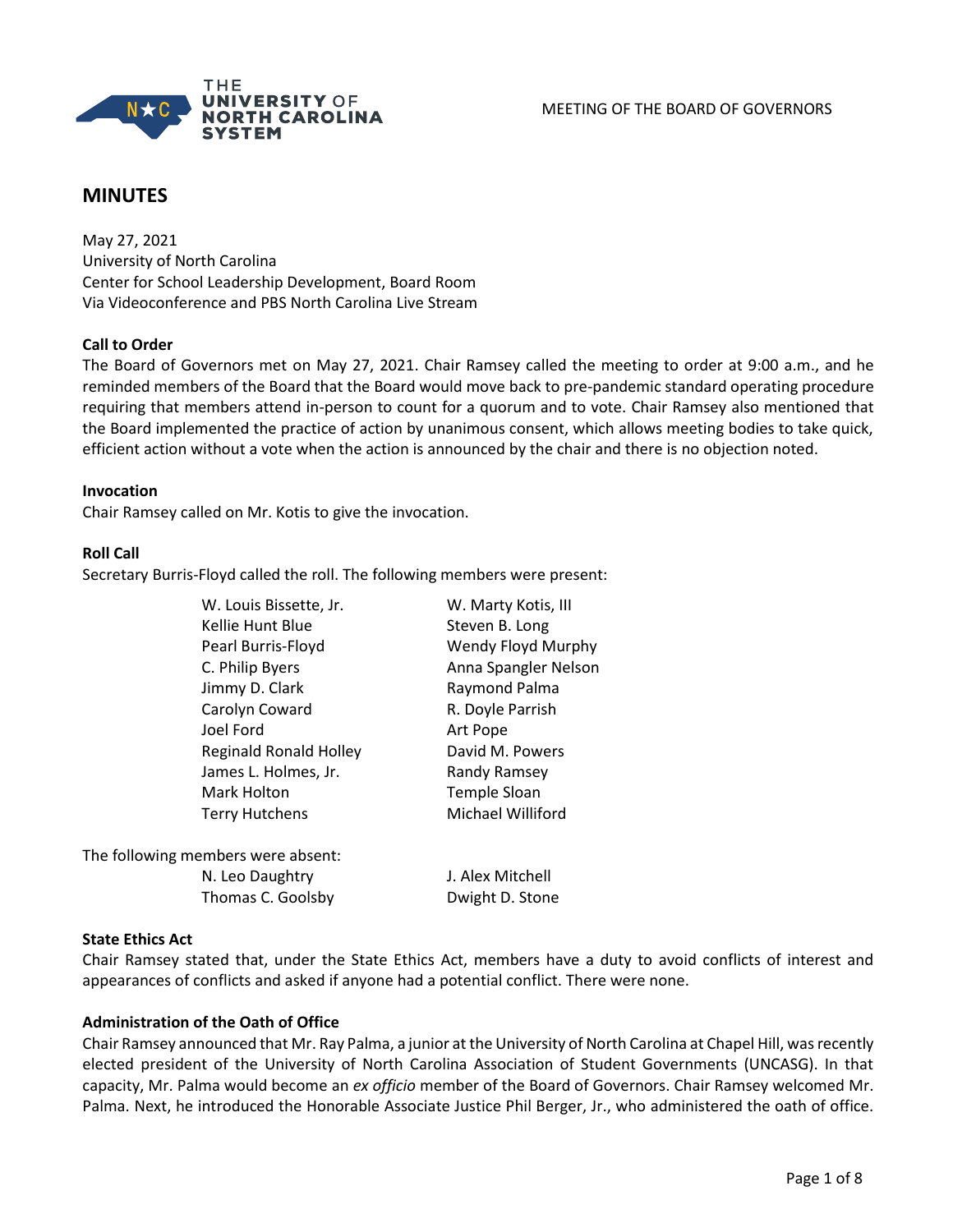MEETING OF THE BOARD OF GOVERNORS

# MINUTES

May 27, 2021
University of North Carolina
Center for School Leadership Development, Board Room
Via Videoconference and PBS North Carolina Live Stream

**Call to Order**

The Board of Governors met on May 27, 2021. Chair Ramsey called the meeting to order at 9:00 a.m., and he reminded members of the Board that the Board would move back to pre-pandemic standard operating procedure requiring that members attend in-person to count for a quorum and to vote. Chair Ramsey also mentioned that the Board implemented the practice of action by unanimous consent, which allows meeting bodies to take quick, efficient action without a vote when the action is announced by the chair and there is no objection noted.

**Invocation**

Chair Ramsey called on Mr. Kotis to give the invocation.

**Roll Call**

Secretary Burris-Floyd called the roll. The following members were present:

W. Louis Bissette, Jr.
Kellie Hunt Blue
Pearl Burris-Floyd
C. Philip Byers
Jimmy D. Clark
Carolyn Coward
Joel Ford
Reginald Ronald Holley
James L. Holmes, Jr.
Mark Holton
Terry Hutchens
W. Marty Kotis, III
Steven B. Long
Wendy Floyd Murphy
Anna Spangler Nelson
Raymond Palma
R. Doyle Parrish
Art Pope
David M. Powers
Randy Ramsey
Temple Sloan
Michael Williford

The following members were absent:

N. Leo Daughtry
Thomas C. Goolsby
J. Alex Mitchell
Dwight D. Stone

**State Ethics Act**

Chair Ramsey stated that, under the State Ethics Act, members have a duty to avoid conflicts of interest and appearances of conflicts and asked if anyone had a potential conflict. There were none.

**Administration of the Oath of Office**

Chair Ramsey announced that Mr. Ray Palma, a junior at the University of North Carolina at Chapel Hill, was recently elected president of the University of North Carolina Association of Student Governments (UNCASG). In that capacity, Mr. Palma would become an *ex officio* member of the Board of Governors. Chair Ramsey welcomed Mr. Palma. Next, he introduced the Honorable Associate Justice Phil Berger, Jr., who administered the oath of office.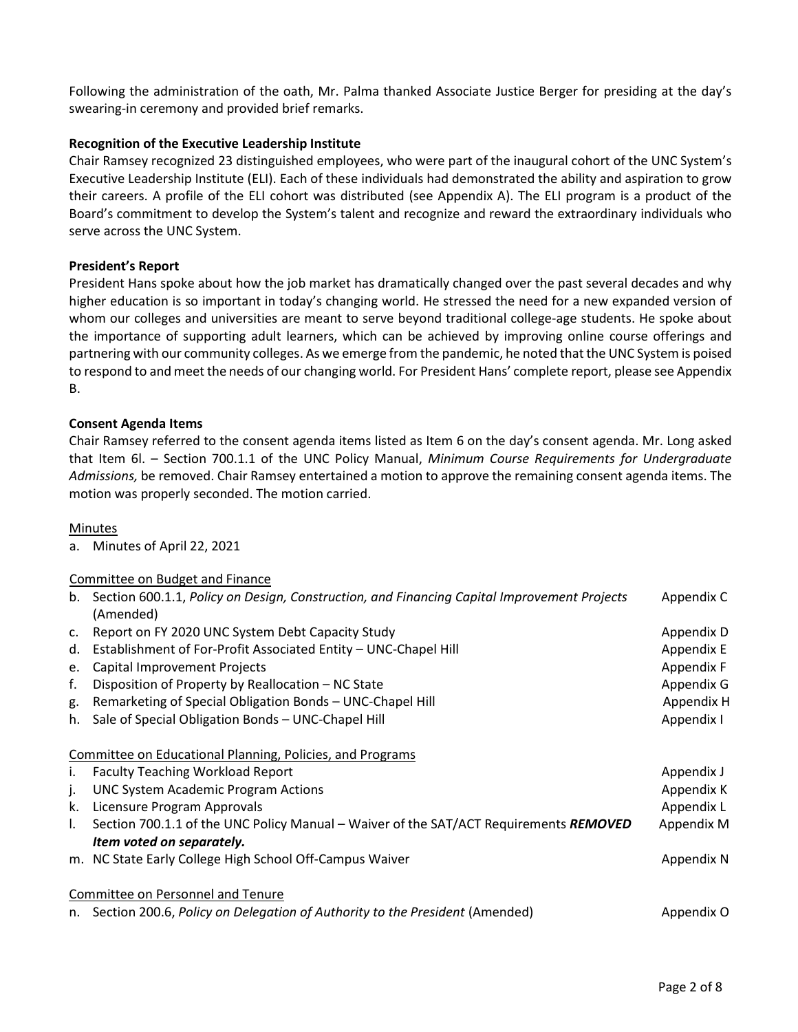Following the administration of the oath, Mr. Palma thanked Associate Justice Berger for presiding at the day's swearing-in ceremony and provided brief remarks.

**Recognition of the Executive Leadership Institute**

Chair Ramsey recognized 23 distinguished employees, who were part of the inaugural cohort of the UNC System's Executive Leadership Institute (ELI). Each of these individuals had demonstrated the ability and aspiration to grow their careers. A profile of the ELI cohort was distributed (see Appendix A). The ELI program is a product of the Board's commitment to develop the System's talent and recognize and reward the extraordinary individuals who serve across the UNC System.

**President's Report**

President Hans spoke about how the job market has dramatically changed over the past several decades and why higher education is so important in today's changing world. He stressed the need for a new expanded version of whom our colleges and universities are meant to serve beyond traditional college-age students. He spoke about the importance of supporting adult learners, which can be achieved by improving online course offerings and partnering with our community colleges. As we emerge from the pandemic, he noted that the UNC System is poised to respond to and meet the needs of our changing world. For President Hans' complete report, please see Appendix B.

**Consent Agenda Items**

Chair Ramsey referred to the consent agenda items listed as Item 6 on the day's consent agenda. Mr. Long asked that Item 6l. – Section 700.1.1 of the UNC Policy Manual, *Minimum Course Requirements for Undergraduate Admissions,* be removed. Chair Ramsey entertained a motion to approve the remaining consent agenda items. The motion was properly seconded. The motion carried.

<u>Minutes</u>

a. Minutes of April 22, 2021

<u>Committee on Budget and Finance</u>

| | | |
|---|---|---|
| b. | Section 600.1.1, *Policy on Design, Construction, and Financing Capital Improvement Projects* (Amended) | Appendix C |
| c. | Report on FY 2020 UNC System Debt Capacity Study | Appendix D |
| d. | Establishment of For-Profit Associated Entity – UNC-Chapel Hill | Appendix E |
| e. | Capital Improvement Projects | Appendix F |
| f. | Disposition of Property by Reallocation – NC State | Appendix G |
| g. | Remarketing of Special Obligation Bonds – UNC-Chapel Hill | Appendix H |
| h. | Sale of Special Obligation Bonds – UNC-Chapel Hill | Appendix I |

<u>Committee on Educational Planning, Policies, and Programs</u>

| | | |
|---|---|---|
| i. | Faculty Teaching Workload Report | Appendix J |
| j. | UNC System Academic Program Actions | Appendix K |
| k. | Licensure Program Approvals | Appendix L |
| l. | Section 700.1.1 of the UNC Policy Manual – Waiver of the SAT/ACT Requirements ***REMOVED Item voted on separately.*** | Appendix M |
| m. | NC State Early College High School Off-Campus Waiver | Appendix N |

<u>Committee on Personnel and Tenure</u>

| | | |
|---|---|---|
| n. | Section 200.6, *Policy on Delegation of Authority to the President* (Amended) | Appendix O |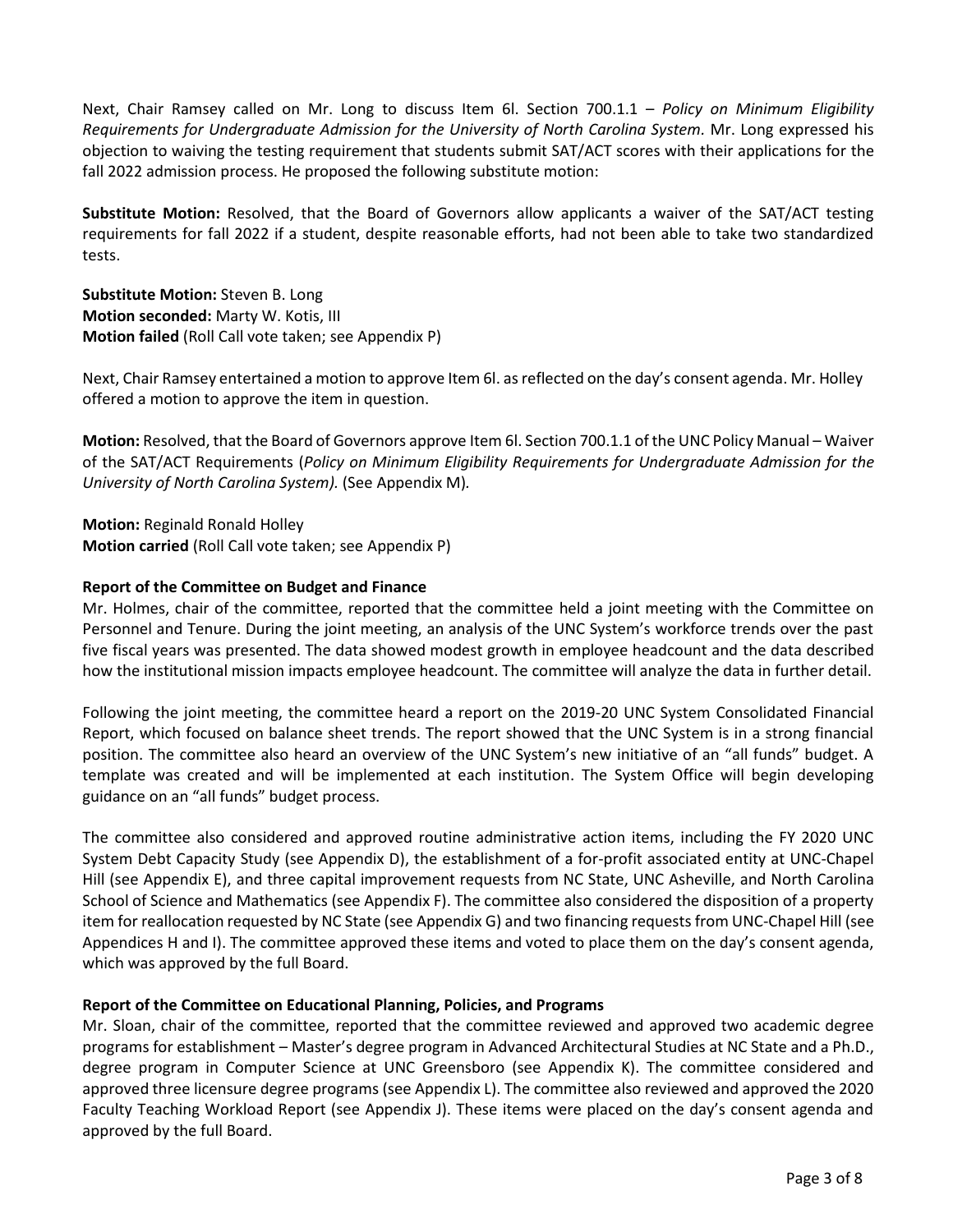Next, Chair Ramsey called on Mr. Long to discuss Item 6l. Section 700.1.1 – *Policy on Minimum Eligibility Requirements for Undergraduate Admission for the University of North Carolina System*. Mr. Long expressed his objection to waiving the testing requirement that students submit SAT/ACT scores with their applications for the fall 2022 admission process. He proposed the following substitute motion:

**Substitute Motion:** Resolved, that the Board of Governors allow applicants a waiver of the SAT/ACT testing requirements for fall 2022 if a student, despite reasonable efforts, had not been able to take two standardized tests.

**Substitute Motion:** Steven B. Long
**Motion seconded:** Marty W. Kotis, III
**Motion failed** (Roll Call vote taken; see Appendix P)

Next, Chair Ramsey entertained a motion to approve Item 6l. as reflected on the day's consent agenda. Mr. Holley offered a motion to approve the item in question.

**Motion:** Resolved, that the Board of Governors approve Item 6l. Section 700.1.1 of the UNC Policy Manual – Waiver of the SAT/ACT Requirements (*Policy on Minimum Eligibility Requirements for Undergraduate Admission for the University of North Carolina System).* (See Appendix M)*.*

**Motion:** Reginald Ronald Holley
**Motion carried** (Roll Call vote taken; see Appendix P)

**Report of the Committee on Budget and Finance**

Mr. Holmes, chair of the committee, reported that the committee held a joint meeting with the Committee on Personnel and Tenure. During the joint meeting, an analysis of the UNC System's workforce trends over the past five fiscal years was presented. The data showed modest growth in employee headcount and the data described how the institutional mission impacts employee headcount. The committee will analyze the data in further detail.

Following the joint meeting, the committee heard a report on the 2019-20 UNC System Consolidated Financial Report, which focused on balance sheet trends. The report showed that the UNC System is in a strong financial position. The committee also heard an overview of the UNC System's new initiative of an "all funds" budget. A template was created and will be implemented at each institution. The System Office will begin developing guidance on an "all funds" budget process.

The committee also considered and approved routine administrative action items, including the FY 2020 UNC System Debt Capacity Study (see Appendix D), the establishment of a for-profit associated entity at UNC-Chapel Hill (see Appendix E), and three capital improvement requests from NC State, UNC Asheville, and North Carolina School of Science and Mathematics (see Appendix F). The committee also considered the disposition of a property item for reallocation requested by NC State (see Appendix G) and two financing requests from UNC-Chapel Hill (see Appendices H and I). The committee approved these items and voted to place them on the day's consent agenda, which was approved by the full Board.

**Report of the Committee on Educational Planning, Policies, and Programs**

Mr. Sloan, chair of the committee, reported that the committee reviewed and approved two academic degree programs for establishment – Master's degree program in Advanced Architectural Studies at NC State and a Ph.D., degree program in Computer Science at UNC Greensboro (see Appendix K). The committee considered and approved three licensure degree programs (see Appendix L). The committee also reviewed and approved the 2020 Faculty Teaching Workload Report (see Appendix J). These items were placed on the day's consent agenda and approved by the full Board.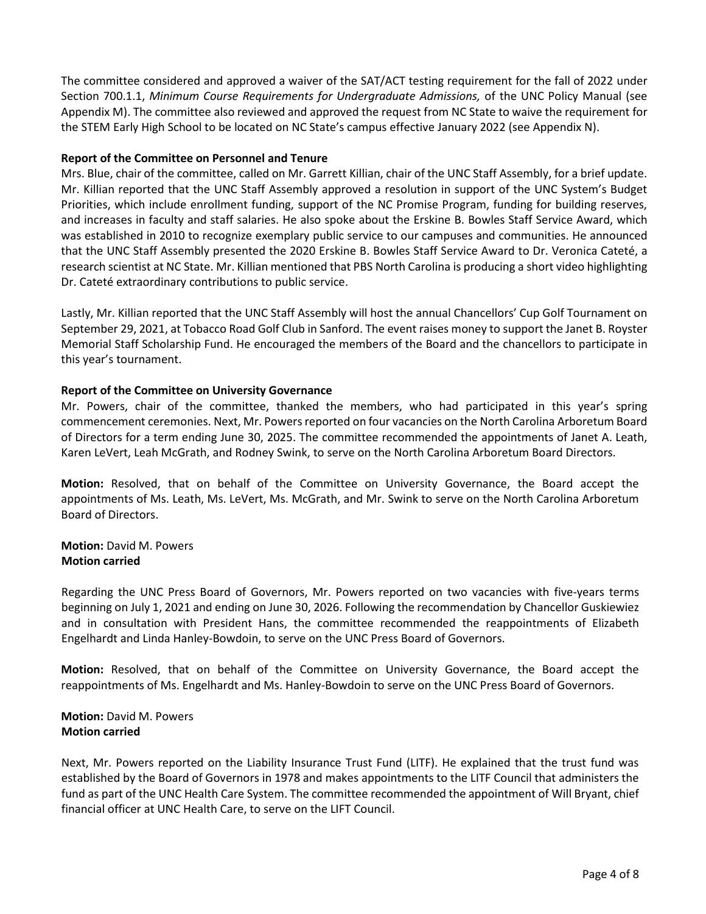The committee considered and approved a waiver of the SAT/ACT testing requirement for the fall of 2022 under Section 700.1.1, *Minimum Course Requirements for Undergraduate Admissions,* of the UNC Policy Manual (see Appendix M). The committee also reviewed and approved the request from NC State to waive the requirement for the STEM Early High School to be located on NC State's campus effective January 2022 (see Appendix N).

**Report of the Committee on Personnel and Tenure**

Mrs. Blue, chair of the committee, called on Mr. Garrett Killian, chair of the UNC Staff Assembly, for a brief update. Mr. Killian reported that the UNC Staff Assembly approved a resolution in support of the UNC System's Budget Priorities, which include enrollment funding, support of the NC Promise Program, funding for building reserves, and increases in faculty and staff salaries. He also spoke about the Erskine B. Bowles Staff Service Award, which was established in 2010 to recognize exemplary public service to our campuses and communities. He announced that the UNC Staff Assembly presented the 2020 Erskine B. Bowles Staff Service Award to Dr. Veronica Cateté, a research scientist at NC State. Mr. Killian mentioned that PBS North Carolina is producing a short video highlighting Dr. Cateté extraordinary contributions to public service.

Lastly, Mr. Killian reported that the UNC Staff Assembly will host the annual Chancellors' Cup Golf Tournament on September 29, 2021, at Tobacco Road Golf Club in Sanford. The event raises money to support the Janet B. Royster Memorial Staff Scholarship Fund. He encouraged the members of the Board and the chancellors to participate in this year's tournament.

**Report of the Committee on University Governance**

Mr. Powers, chair of the committee, thanked the members, who had participated in this year's spring commencement ceremonies. Next, Mr. Powers reported on four vacancies on the North Carolina Arboretum Board of Directors for a term ending June 30, 2025. The committee recommended the appointments of Janet A. Leath, Karen LeVert, Leah McGrath, and Rodney Swink, to serve on the North Carolina Arboretum Board Directors.

**Motion:** Resolved, that on behalf of the Committee on University Governance, the Board accept the appointments of Ms. Leath, Ms. LeVert, Ms. McGrath, and Mr. Swink to serve on the North Carolina Arboretum Board of Directors.

**Motion:** David M. Powers
**Motion carried**

Regarding the UNC Press Board of Governors, Mr. Powers reported on two vacancies with five-years terms beginning on July 1, 2021 and ending on June 30, 2026. Following the recommendation by Chancellor Guskiewiez and in consultation with President Hans, the committee recommended the reappointments of Elizabeth Engelhardt and Linda Hanley-Bowdoin, to serve on the UNC Press Board of Governors.

**Motion:** Resolved, that on behalf of the Committee on University Governance, the Board accept the reappointments of Ms. Engelhardt and Ms. Hanley-Bowdoin to serve on the UNC Press Board of Governors.

**Motion:** David M. Powers
**Motion carried**

Next, Mr. Powers reported on the Liability Insurance Trust Fund (LITF). He explained that the trust fund was established by the Board of Governors in 1978 and makes appointments to the LITF Council that administers the fund as part of the UNC Health Care System. The committee recommended the appointment of Will Bryant, chief financial officer at UNC Health Care, to serve on the LIFT Council.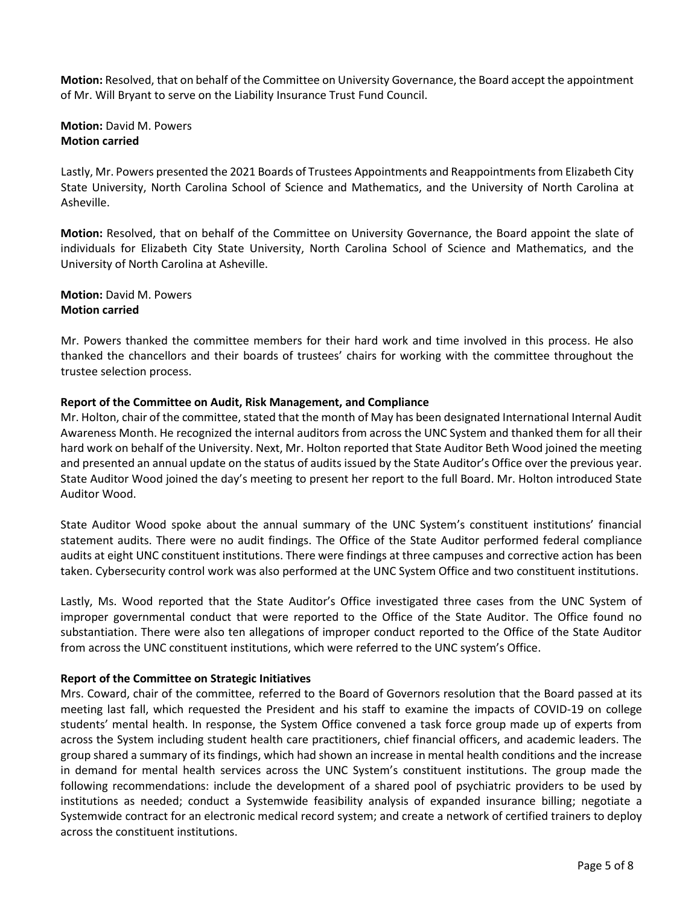**Motion:** Resolved, that on behalf of the Committee on University Governance, the Board accept the appointment of Mr. Will Bryant to serve on the Liability Insurance Trust Fund Council.

**Motion:** David M. Powers
**Motion carried**

Lastly, Mr. Powers presented the 2021 Boards of Trustees Appointments and Reappointments from Elizabeth City State University, North Carolina School of Science and Mathematics, and the University of North Carolina at Asheville.

**Motion:** Resolved, that on behalf of the Committee on University Governance, the Board appoint the slate of individuals for Elizabeth City State University, North Carolina School of Science and Mathematics, and the University of North Carolina at Asheville.

**Motion:** David M. Powers
**Motion carried**

Mr. Powers thanked the committee members for their hard work and time involved in this process. He also thanked the chancellors and their boards of trustees' chairs for working with the committee throughout the trustee selection process.

**Report of the Committee on Audit, Risk Management, and Compliance**

Mr. Holton, chair of the committee, stated that the month of May has been designated International Internal Audit Awareness Month. He recognized the internal auditors from across the UNC System and thanked them for all their hard work on behalf of the University. Next, Mr. Holton reported that State Auditor Beth Wood joined the meeting and presented an annual update on the status of audits issued by the State Auditor's Office over the previous year. State Auditor Wood joined the day's meeting to present her report to the full Board. Mr. Holton introduced State Auditor Wood.

State Auditor Wood spoke about the annual summary of the UNC System's constituent institutions' financial statement audits. There were no audit findings. The Office of the State Auditor performed federal compliance audits at eight UNC constituent institutions. There were findings at three campuses and corrective action has been taken. Cybersecurity control work was also performed at the UNC System Office and two constituent institutions.

Lastly, Ms. Wood reported that the State Auditor's Office investigated three cases from the UNC System of improper governmental conduct that were reported to the Office of the State Auditor. The Office found no substantiation. There were also ten allegations of improper conduct reported to the Office of the State Auditor from across the UNC constituent institutions, which were referred to the UNC system's Office.

**Report of the Committee on Strategic Initiatives**

Mrs. Coward, chair of the committee, referred to the Board of Governors resolution that the Board passed at its meeting last fall, which requested the President and his staff to examine the impacts of COVID-19 on college students' mental health. In response, the System Office convened a task force group made up of experts from across the System including student health care practitioners, chief financial officers, and academic leaders. The group shared a summary of its findings, which had shown an increase in mental health conditions and the increase in demand for mental health services across the UNC System's constituent institutions. The group made the following recommendations: include the development of a shared pool of psychiatric providers to be used by institutions as needed; conduct a Systemwide feasibility analysis of expanded insurance billing; negotiate a Systemwide contract for an electronic medical record system; and create a network of certified trainers to deploy across the constituent institutions.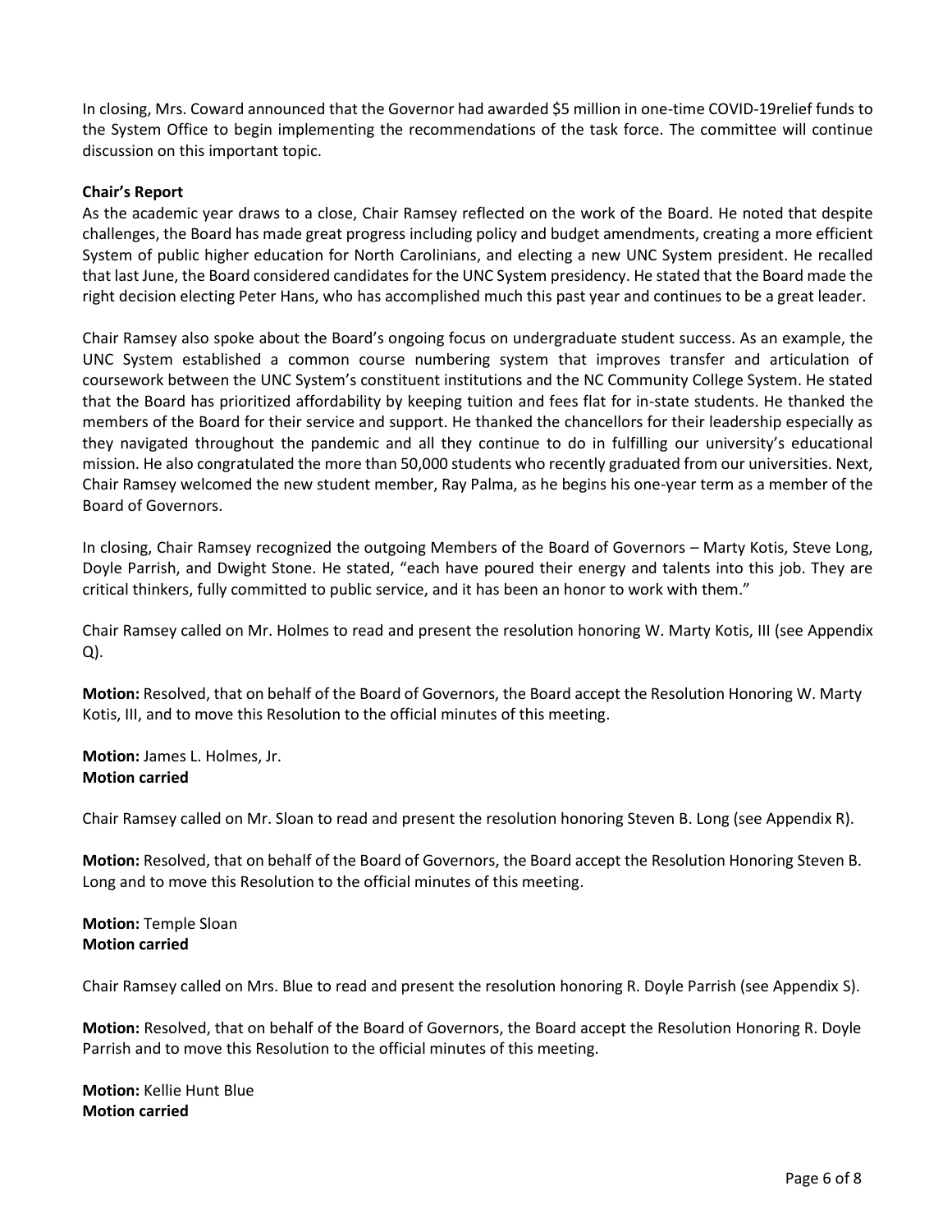In closing, Mrs. Coward announced that the Governor had awarded $5 million in one-time COVID-19relief funds to the System Office to begin implementing the recommendations of the task force. The committee will continue discussion on this important topic.

**Chair's Report**

As the academic year draws to a close, Chair Ramsey reflected on the work of the Board. He noted that despite challenges, the Board has made great progress including policy and budget amendments, creating a more efficient System of public higher education for North Carolinians, and electing a new UNC System president. He recalled that last June, the Board considered candidates for the UNC System presidency. He stated that the Board made the right decision electing Peter Hans, who has accomplished much this past year and continues to be a great leader.

Chair Ramsey also spoke about the Board's ongoing focus on undergraduate student success. As an example, the UNC System established a common course numbering system that improves transfer and articulation of coursework between the UNC System's constituent institutions and the NC Community College System. He stated that the Board has prioritized affordability by keeping tuition and fees flat for in-state students. He thanked the members of the Board for their service and support. He thanked the chancellors for their leadership especially as they navigated throughout the pandemic and all they continue to do in fulfilling our university's educational mission. He also congratulated the more than 50,000 students who recently graduated from our universities. Next, Chair Ramsey welcomed the new student member, Ray Palma, as he begins his one-year term as a member of the Board of Governors.

In closing, Chair Ramsey recognized the outgoing Members of the Board of Governors – Marty Kotis, Steve Long, Doyle Parrish, and Dwight Stone. He stated, "each have poured their energy and talents into this job. They are critical thinkers, fully committed to public service, and it has been an honor to work with them."

Chair Ramsey called on Mr. Holmes to read and present the resolution honoring W. Marty Kotis, III (see Appendix Q).

**Motion:** Resolved, that on behalf of the Board of Governors, the Board accept the Resolution Honoring W. Marty Kotis, III, and to move this Resolution to the official minutes of this meeting.

**Motion:** James L. Holmes, Jr.
**Motion carried**

Chair Ramsey called on Mr. Sloan to read and present the resolution honoring Steven B. Long (see Appendix R).

**Motion:** Resolved, that on behalf of the Board of Governors, the Board accept the Resolution Honoring Steven B. Long and to move this Resolution to the official minutes of this meeting.

**Motion:** Temple Sloan
**Motion carried**

Chair Ramsey called on Mrs. Blue to read and present the resolution honoring R. Doyle Parrish (see Appendix S).

**Motion:** Resolved, that on behalf of the Board of Governors, the Board accept the Resolution Honoring R. Doyle Parrish and to move this Resolution to the official minutes of this meeting.

**Motion:** Kellie Hunt Blue
**Motion carried**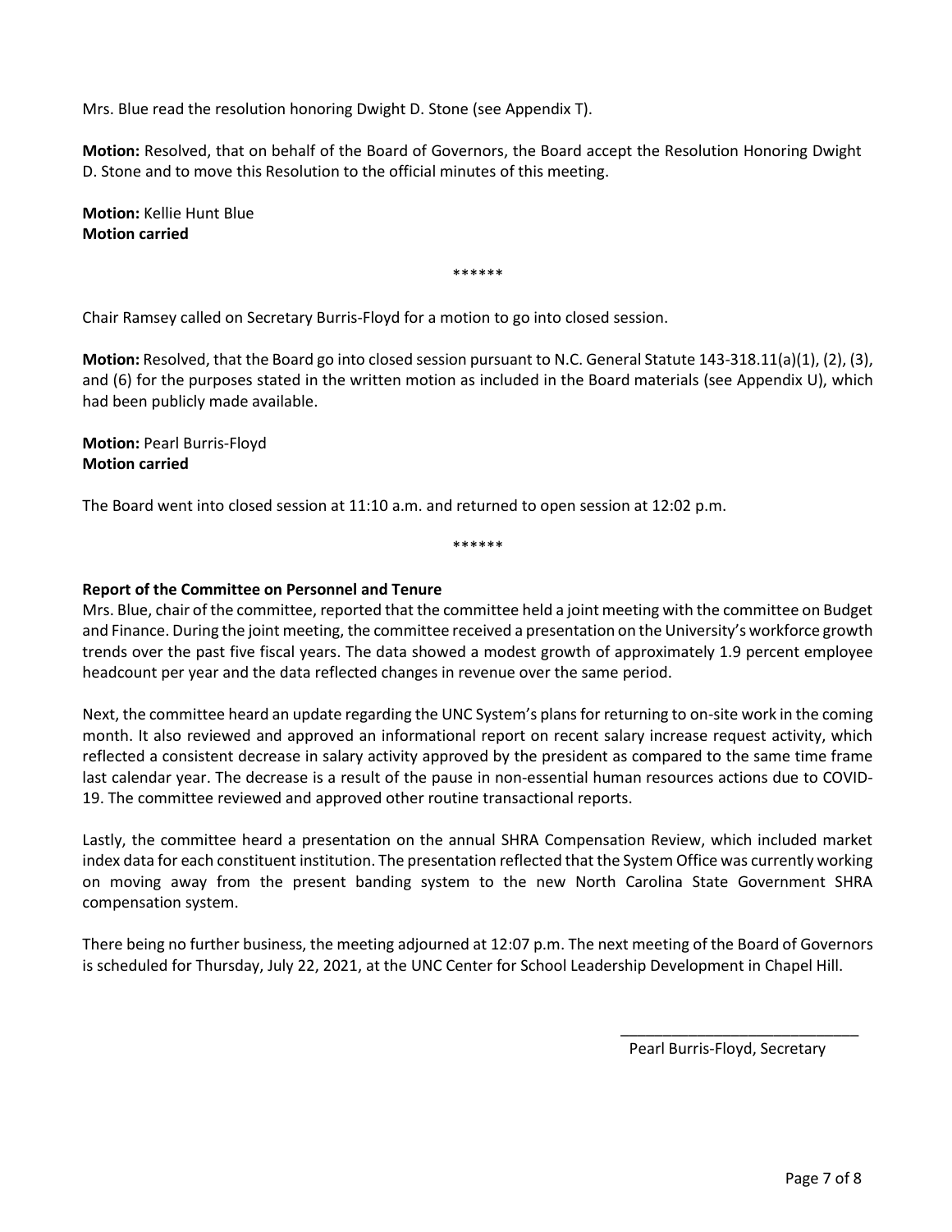Mrs. Blue read the resolution honoring Dwight D. Stone (see Appendix T).

**Motion:** Resolved, that on behalf of the Board of Governors, the Board accept the Resolution Honoring Dwight D. Stone and to move this Resolution to the official minutes of this meeting.

**Motion:** Kellie Hunt Blue
**Motion carried**

******

Chair Ramsey called on Secretary Burris-Floyd for a motion to go into closed session.

**Motion:** Resolved, that the Board go into closed session pursuant to N.C. General Statute 143-318.11(a)(1), (2), (3), and (6) for the purposes stated in the written motion as included in the Board materials (see Appendix U), which had been publicly made available.

**Motion:** Pearl Burris-Floyd
**Motion carried**

The Board went into closed session at 11:10 a.m. and returned to open session at 12:02 p.m.

******

**Report of the Committee on Personnel and Tenure**

Mrs. Blue, chair of the committee, reported that the committee held a joint meeting with the committee on Budget and Finance. During the joint meeting, the committee received a presentation on the University's workforce growth trends over the past five fiscal years. The data showed a modest growth of approximately 1.9 percent employee headcount per year and the data reflected changes in revenue over the same period.

Next, the committee heard an update regarding the UNC System's plans for returning to on-site work in the coming month. It also reviewed and approved an informational report on recent salary increase request activity, which reflected a consistent decrease in salary activity approved by the president as compared to the same time frame last calendar year. The decrease is a result of the pause in non-essential human resources actions due to COVID-19. The committee reviewed and approved other routine transactional reports.

Lastly, the committee heard a presentation on the annual SHRA Compensation Review, which included market index data for each constituent institution. The presentation reflected that the System Office was currently working on moving away from the present banding system to the new North Carolina State Government SHRA compensation system.

There being no further business, the meeting adjourned at 12:07 p.m. The next meeting of the Board of Governors is scheduled for Thursday, July 22, 2021, at the UNC Center for School Leadership Development in Chapel Hill.

\_\_\_\_\_\_\_\_\_\_\_\_\_\_\_\_\_\_\_\_\_\_\_\_\_\_\_\_
Pearl Burris-Floyd, Secretary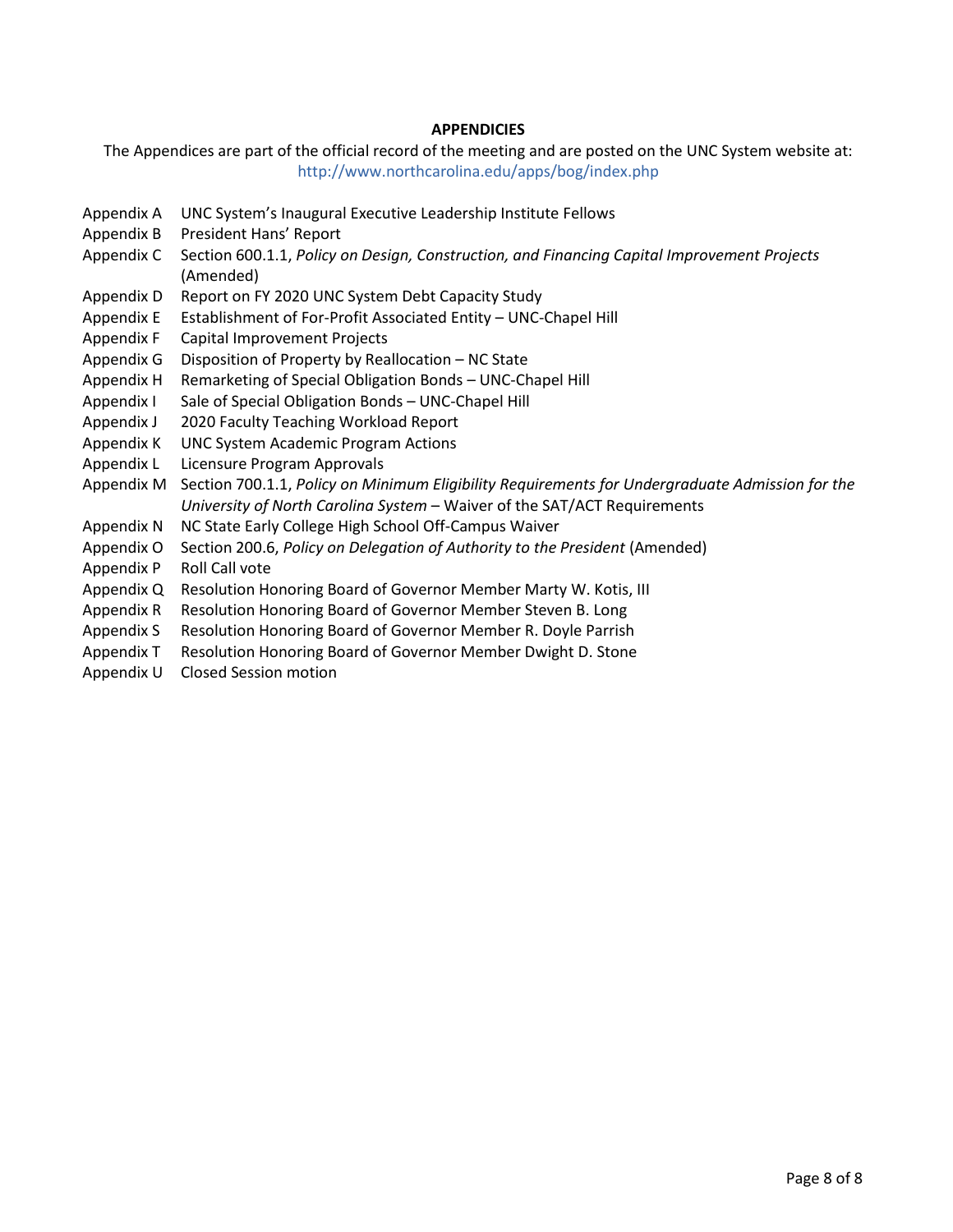## APPENDICIES

The Appendices are part of the official record of the meeting and are posted on the UNC System website at: http://www.northcarolina.edu/apps/bog/index.php

| | |
|---|---|
| Appendix A | UNC System's Inaugural Executive Leadership Institute Fellows |
| Appendix B | President Hans' Report |
| Appendix C | Section 600.1.1, *Policy on Design, Construction, and Financing Capital Improvement Projects* (Amended) |
| Appendix D | Report on FY 2020 UNC System Debt Capacity Study |
| Appendix E | Establishment of For-Profit Associated Entity – UNC-Chapel Hill |
| Appendix F | Capital Improvement Projects |
| Appendix G | Disposition of Property by Reallocation – NC State |
| Appendix H | Remarketing of Special Obligation Bonds – UNC-Chapel Hill |
| Appendix I | Sale of Special Obligation Bonds – UNC-Chapel Hill |
| Appendix J | 2020 Faculty Teaching Workload Report |
| Appendix K | UNC System Academic Program Actions |
| Appendix L | Licensure Program Approvals |
| Appendix M | Section 700.1.1, *Policy on Minimum Eligibility Requirements for Undergraduate Admission for the University of North Carolina System* – Waiver of the SAT/ACT Requirements |
| Appendix N | NC State Early College High School Off-Campus Waiver |
| Appendix O | Section 200.6, *Policy on Delegation of Authority to the President* (Amended) |
| Appendix P | Roll Call vote |
| Appendix Q | Resolution Honoring Board of Governor Member Marty W. Kotis, III |
| Appendix R | Resolution Honoring Board of Governor Member Steven B. Long |
| Appendix S | Resolution Honoring Board of Governor Member R. Doyle Parrish |
| Appendix T | Resolution Honoring Board of Governor Member Dwight D. Stone |
| Appendix U | Closed Session motion |